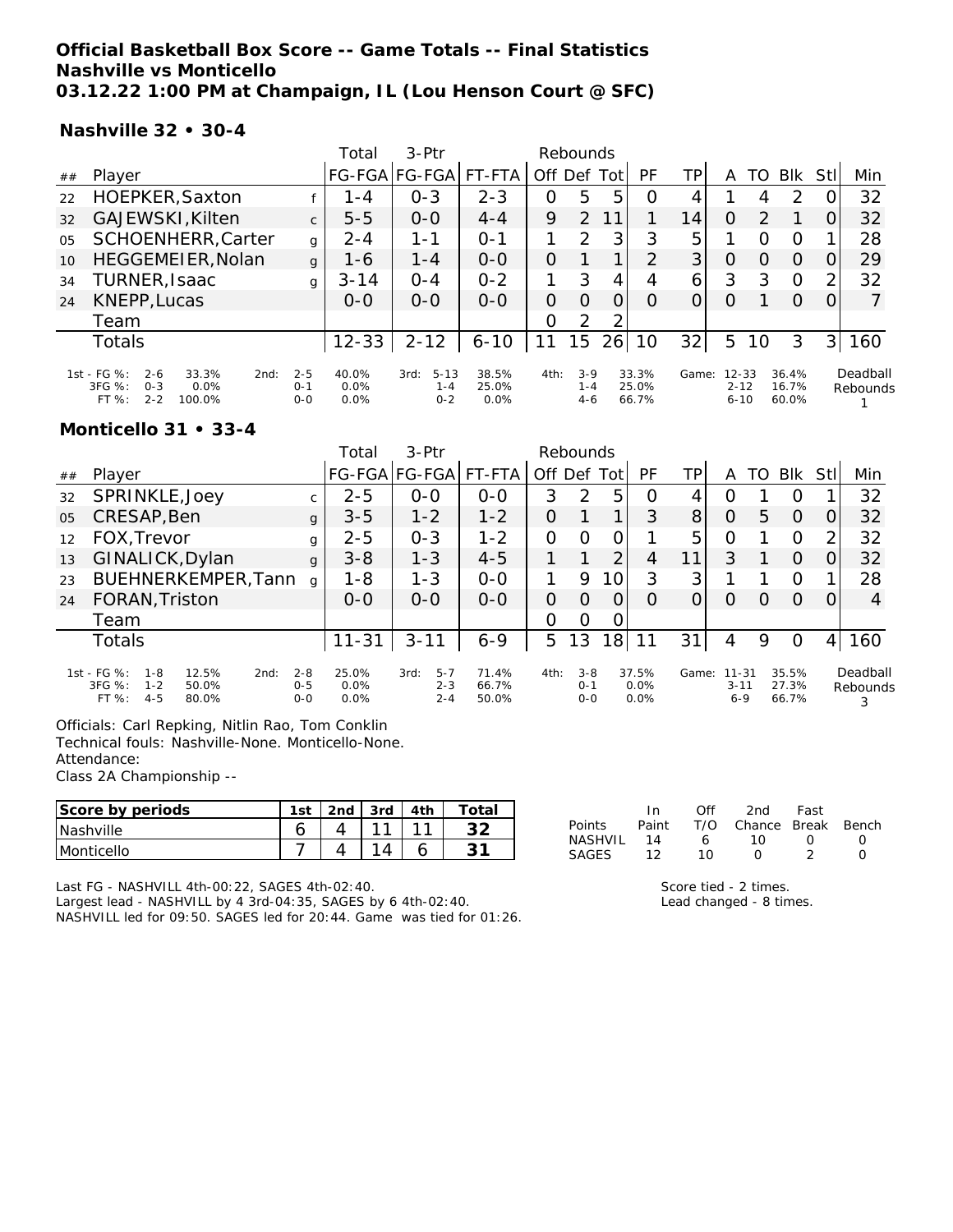**Official Basketball Box Score -- Game Totals -- Final Statistics**
**Nashville vs Monticello**
**03.12.22 1:00 PM at Champaign, IL (Lou Henson Court @ SFC)**

**Nashville 32 • 30-4**

| ## | Player | | Total FG-FGA | 3-Ptr FG-FGA | FT-FTA | Rebounds Off | Def | Tot | PF | TP | A | TO | Blk | Stl | Min |
|---|---|---|---|---|---|---|---|---|---|---|---|---|---|---|---|
| 22 | HOEPKER,Saxton | f | 1-4 | 0-3 | 2-3 | 0 | 5 | 5 | 0 | 4 | 1 | 4 | 2 | 0 | 32 |
| 32 | GAJEWSKI,Kilten | c | 5-5 | 0-0 | 4-4 | 9 | 2 | 11 | 1 | 14 | 0 | 2 | 1 | 0 | 32 |
| 05 | SCHOENHERR,Carter | g | 2-4 | 1-1 | 0-1 | 1 | 2 | 3 | 3 | 5 | 1 | 0 | 0 | 1 | 28 |
| 10 | HEGGEMEIER,Nolan | g | 1-6 | 1-4 | 0-0 | 0 | 1 | 1 | 2 | 3 | 0 | 0 | 0 | 0 | 29 |
| 34 | TURNER,Isaac | g | 3-14 | 0-4 | 0-2 | 1 | 3 | 4 | 4 | 6 | 3 | 3 | 0 | 2 | 32 |
| 24 | KNEPP,Lucas | | 0-0 | 0-0 | 0-0 | 0 | 0 | 0 | 0 | 0 | 0 | 1 | 0 | 0 | 7 |
| | Team | | | | | 0 | 2 | 2 | | | | | | | |
| | Totals | | 12-33 | 2-12 | 6-10 | 11 | 15 | 26 | 10 | 32 | 5 | 10 | 3 | 3 | 160 |

| | 1st | | 2nd | | 3rd | | 4th | | Game | | Deadball Rebounds |
|---|---|---|---|---|---|---|---|---|---|---|---|
| FG % | 2-6 | 33.3% | 2-5 | 40.0% | 5-13 | 38.5% | 3-9 | 33.3% | 12-33 | 36.4% | 1 |
| 3FG % | 0-3 | 0.0% | 0-1 | 0.0% | 1-4 | 25.0% | 1-4 | 25.0% | 2-12 | 16.7% | |
| FT % | 2-2 | 100.0% | 0-0 | 0.0% | 0-2 | 0.0% | 4-6 | 66.7% | 6-10 | 60.0% | |

**Monticello 31 • 33-4**

| ## | Player | | Total FG-FGA | 3-Ptr FG-FGA | FT-FTA | Rebounds Off | Def | Tot | PF | TP | A | TO | Blk | Stl | Min |
|---|---|---|---|---|---|---|---|---|---|---|---|---|---|---|---|
| 32 | SPRINKLE,Joey | c | 2-5 | 0-0 | 0-0 | 3 | 2 | 5 | 0 | 4 | 0 | 1 | 0 | 1 | 32 |
| 05 | CRESAP,Ben | g | 3-5 | 1-2 | 1-2 | 0 | 1 | 1 | 3 | 8 | 0 | 5 | 0 | 0 | 32 |
| 12 | FOX,Trevor | g | 2-5 | 0-3 | 1-2 | 0 | 0 | 0 | 1 | 5 | 0 | 1 | 0 | 2 | 32 |
| 13 | GINALICK,Dylan | g | 3-8 | 1-3 | 4-5 | 1 | 1 | 2 | 4 | 11 | 3 | 1 | 0 | 0 | 32 |
| 23 | BUEHNERKEMPER,Tann | g | 1-8 | 1-3 | 0-0 | 1 | 9 | 10 | 3 | 3 | 1 | 1 | 0 | 1 | 28 |
| 24 | FORAN,Triston | | 0-0 | 0-0 | 0-0 | 0 | 0 | 0 | 0 | 0 | 0 | 0 | 0 | 0 | 4 |
| | Team | | | | | 0 | 0 | 0 | | | | | | | |
| | Totals | | 11-31 | 3-11 | 6-9 | 5 | 13 | 18 | 11 | 31 | 4 | 9 | 0 | 4 | 160 |

| | 1st | | 2nd | | 3rd | | 4th | | Game | | Deadball Rebounds |
|---|---|---|---|---|---|---|---|---|---|---|---|
| FG % | 1-8 | 12.5% | 2-8 | 25.0% | 5-7 | 71.4% | 3-8 | 37.5% | 11-31 | 35.5% | 3 |
| 3FG % | 1-2 | 50.0% | 0-5 | 0.0% | 2-3 | 66.7% | 0-1 | 0.0% | 3-11 | 27.3% | |
| FT % | 4-5 | 80.0% | 0-0 | 0.0% | 2-4 | 50.0% | 0-0 | 0.0% | 6-9 | 66.7% | |

Officials: Carl Repking, Nitlin Rao, Tom Conklin
Technical fouls: Nashville-None. Monticello-None.
Attendance:
Class 2A Championship --

| Score by periods | 1st | 2nd | 3rd | 4th | Total |
|---|---|---|---|---|---|
| Nashville | 6 | 4 | 11 | 11 | 32 |
| Monticello | 7 | 4 | 14 | 6 | 31 |

| Points | In Paint | Off T/O | 2nd Chance | Fast Break | Bench |
|---|---|---|---|---|---|
| NASHVIL | 14 | 6 | 10 | 0 | 0 |
| SAGES | 12 | 10 | 0 | 2 | 0 |

Last FG - NASHVILL 4th-00:22, SAGES 4th-02:40.
Largest lead - NASHVILL by 4 3rd-04:35, SAGES by 6 4th-02:40.
NASHVILL led for 09:50. SAGES led for 20:44. Game was tied for 01:26.

Score tied - 2 times.
Lead changed - 8 times.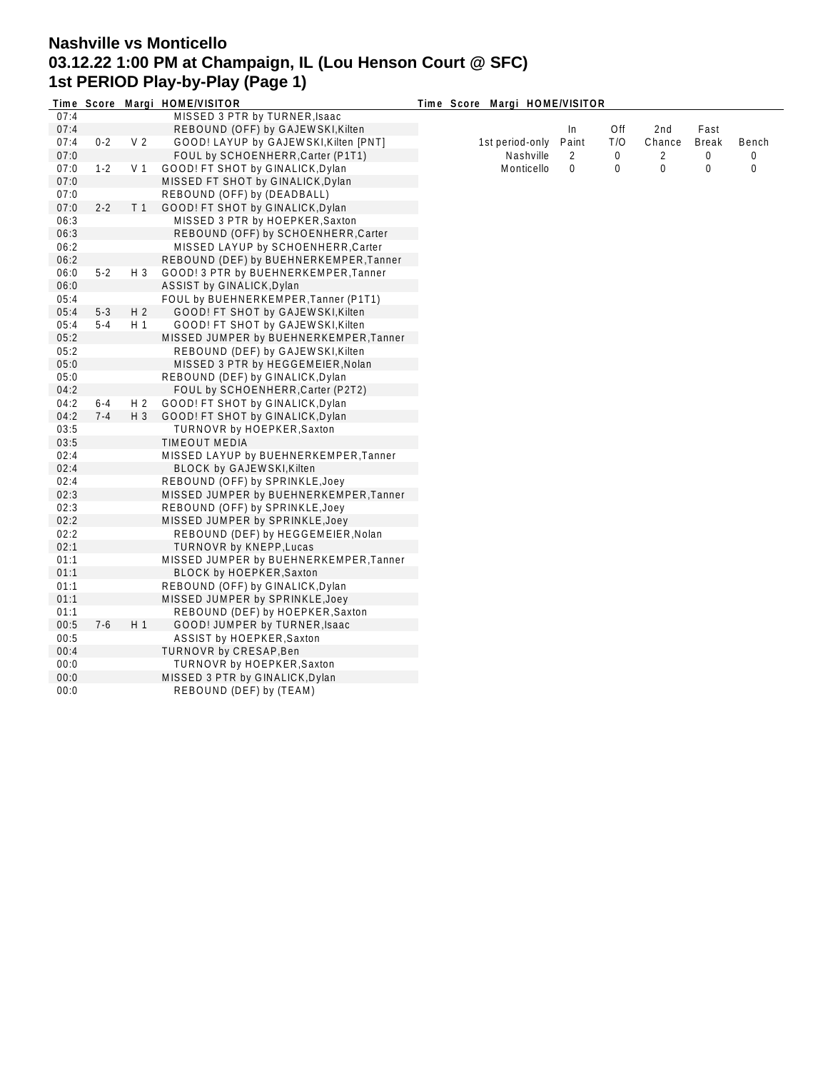# Nashville vs Monticello
## 03.12.22 1:00 PM at Champaign, IL (Lou Henson Court @ SFC)
## 1st PERIOD Play-by-Play (Page 1)

| Time | Score | Margi | HOME/VISITOR |
|---|---|---|---|
| 07:4 | | | MISSED 3 PTR by TURNER,Isaac |
| 07:4 | | | REBOUND (OFF) by GAJEWSKI,Kilten |
| 07:4 | 0-2 | V 2 | GOOD! LAYUP by GAJEWSKI,Kilten [PNT] |
| 07:0 | | | FOUL by SCHOENHERR,Carter (P1T1) |
| 07:0 | 1-2 | V 1 | GOOD! FT SHOT by GINALICK,Dylan |
| 07:0 | | | MISSED FT SHOT by GINALICK,Dylan |
| 07:0 | | | REBOUND (OFF) by (DEADBALL) |
| 07:0 | 2-2 | T 1 | GOOD! FT SHOT by GINALICK,Dylan |
| 06:3 | | | MISSED 3 PTR by HOEPKER,Saxton |
| 06:3 | | | REBOUND (OFF) by SCHOENHERR,Carter |
| 06:2 | | | MISSED LAYUP by SCHOENHERR,Carter |
| 06:2 | | | REBOUND (DEF) by BUEHNERKEMPER,Tanner |
| 06:0 | 5-2 | H 3 | GOOD! 3 PTR by BUEHNERKEMPER,Tanner |
| 06:0 | | | ASSIST by GINALICK,Dylan |
| 05:4 | | | FOUL by BUEHNERKEMPER,Tanner (P1T1) |
| 05:4 | 5-3 | H 2 | GOOD! FT SHOT by GAJEWSKI,Kilten |
| 05:4 | 5-4 | H 1 | GOOD! FT SHOT by GAJEWSKI,Kilten |
| 05:2 | | | MISSED JUMPER by BUEHNERKEMPER,Tanner |
| 05:2 | | | REBOUND (DEF) by GAJEWSKI,Kilten |
| 05:0 | | | MISSED 3 PTR by HEGGEMEIER,Nolan |
| 05:0 | | | REBOUND (DEF) by GINALICK,Dylan |
| 04:2 | | | FOUL by SCHOENHERR,Carter (P2T2) |
| 04:2 | 6-4 | H 2 | GOOD! FT SHOT by GINALICK,Dylan |
| 04:2 | 7-4 | H 3 | GOOD! FT SHOT by GINALICK,Dylan |
| 03:5 | | | TURNOVR by HOEPKER,Saxton |
| 03:5 | | | TIMEOUT MEDIA |
| 02:4 | | | MISSED LAYUP by BUEHNERKEMPER,Tanner |
| 02:4 | | | BLOCK by GAJEWSKI,Kilten |
| 02:4 | | | REBOUND (OFF) by SPRINKLE,Joey |
| 02:3 | | | MISSED JUMPER by BUEHNERKEMPER,Tanner |
| 02:3 | | | REBOUND (OFF) by SPRINKLE,Joey |
| 02:2 | | | MISSED JUMPER by SPRINKLE,Joey |
| 02:2 | | | REBOUND (DEF) by HEGGEMEIER,Nolan |
| 02:1 | | | TURNOVR by KNEPP,Lucas |
| 01:1 | | | MISSED JUMPER by BUEHNERKEMPER,Tanner |
| 01:1 | | | BLOCK by HOEPKER,Saxton |
| 01:1 | | | REBOUND (OFF) by GINALICK,Dylan |
| 01:1 | | | MISSED JUMPER by SPRINKLE,Joey |
| 01:1 | | | REBOUND (DEF) by HOEPKER,Saxton |
| 00:5 | 7-6 | H 1 | GOOD! JUMPER by TURNER,Isaac |
| 00:5 | | | ASSIST by HOEPKER,Saxton |
| 00:4 | | | TURNOVR by CRESAP,Ben |
| 00:0 | | | TURNOVR by HOEPKER,Saxton |
| 00:0 | | | MISSED 3 PTR by GINALICK,Dylan |
| 00:0 | | | REBOUND (DEF) by (TEAM) |

| 1st period-only | In Paint | Off T/O | 2nd Chance | Fast Break | Bench |
|---|---|---|---|---|---|
| Nashville | 2 | 0 | 2 | 0 | 0 |
| Monticello | 0 | 0 | 0 | 0 | 0 |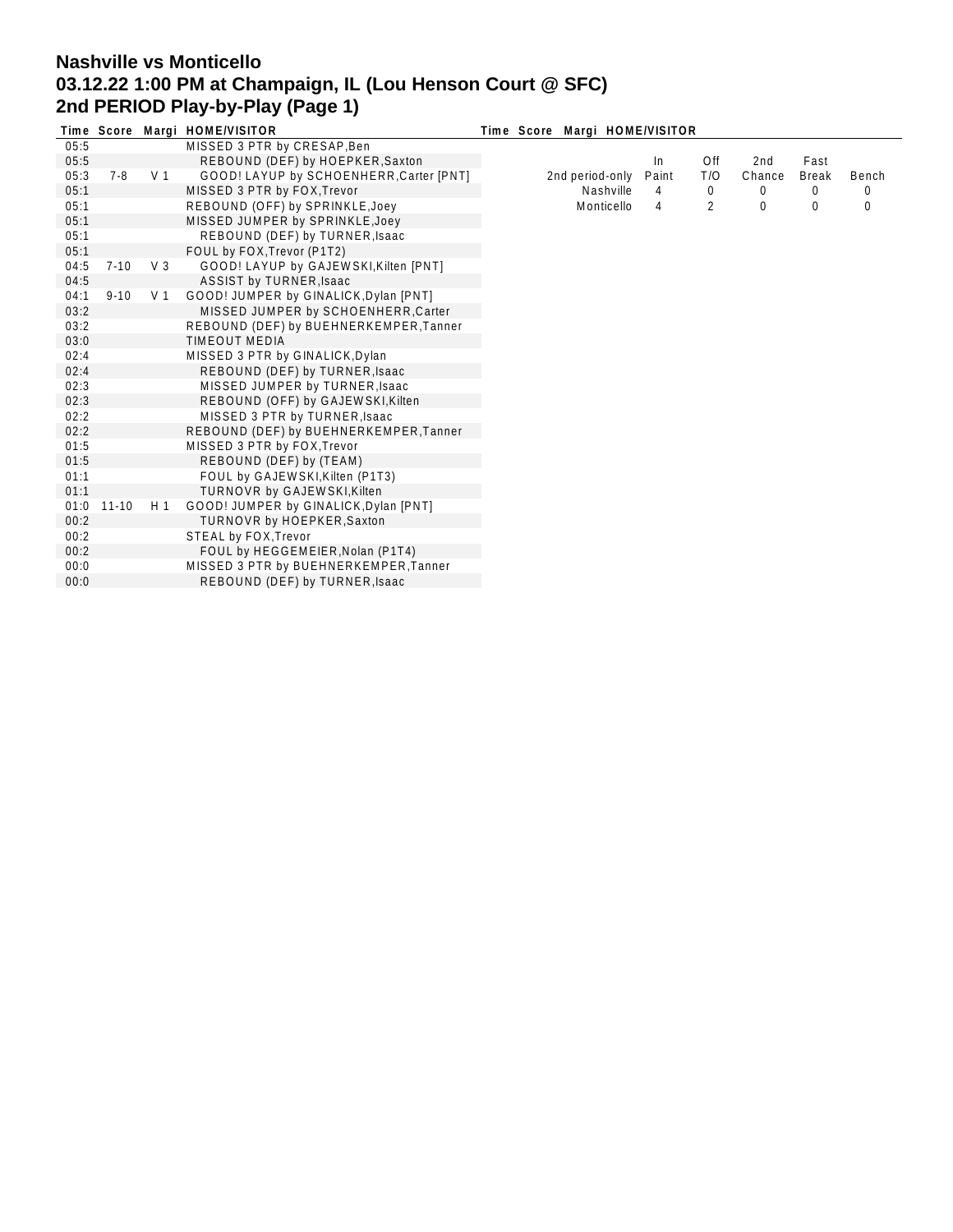# Nashville vs Monticello
## 03.12.22 1:00 PM at Champaign, IL (Lou Henson Court @ SFC)
## 2nd PERIOD Play-by-Play (Page 1)

| Time | Score | Margi | HOME/VISITOR |
|---|---|---|---|
| 05:5 | | | MISSED 3 PTR by CRESAP,Ben |
| 05:5 | | | REBOUND (DEF) by HOEPKER,Saxton |
| 05:3 | 7-8 | V 1 | GOOD! LAYUP by SCHOENHERR,Carter [PNT] |
| 05:1 | | | MISSED 3 PTR by FOX,Trevor |
| 05:1 | | | REBOUND (OFF) by SPRINKLE,Joey |
| 05:1 | | | MISSED JUMPER by SPRINKLE,Joey |
| 05:1 | | | REBOUND (DEF) by TURNER,Isaac |
| 05:1 | | | FOUL by FOX,Trevor (P1T2) |
| 04:5 | 7-10 | V 3 | GOOD! LAYUP by GAJEWSKI,Kilten [PNT] |
| 04:5 | | | ASSIST by TURNER,Isaac |
| 04:1 | 9-10 | V 1 | GOOD! JUMPER by GINALICK,Dylan [PNT] |
| 03:2 | | | MISSED JUMPER by SCHOENHERR,Carter |
| 03:2 | | | REBOUND (DEF) by BUEHNERKEMPER,Tanner |
| 03:0 | | | TIMEOUT MEDIA |
| 02:4 | | | MISSED 3 PTR by GINALICK,Dylan |
| 02:4 | | | REBOUND (DEF) by TURNER,Isaac |
| 02:3 | | | MISSED JUMPER by TURNER,Isaac |
| 02:3 | | | REBOUND (OFF) by GAJEWSKI,Kilten |
| 02:2 | | | MISSED 3 PTR by TURNER,Isaac |
| 02:2 | | | REBOUND (DEF) by BUEHNERKEMPER,Tanner |
| 01:5 | | | MISSED 3 PTR by FOX,Trevor |
| 01:5 | | | REBOUND (DEF) by (TEAM) |
| 01:1 | | | FOUL by GAJEWSKI,Kilten (P1T3) |
| 01:1 | | | TURNOVR by GAJEWSKI,Kilten |
| 01:0 | 11-10 | H 1 | GOOD! JUMPER by GINALICK,Dylan [PNT] |
| 00:2 | | | TURNOVR by HOEPKER,Saxton |
| 00:2 | | | STEAL by FOX,Trevor |
| 00:2 | | | FOUL by HEGGEMEIER,Nolan (P1T4) |
| 00:0 | | | MISSED 3 PTR by BUEHNERKEMPER,Tanner |
| 00:0 | | | REBOUND (DEF) by TURNER,Isaac |

| 2nd period-only | In Paint | Off T/O | 2nd Chance | Fast Break | Bench |
|---|---|---|---|---|---|
| Nashville | 4 | 0 | 0 | 0 | 0 |
| Monticello | 4 | 2 | 0 | 0 | 0 |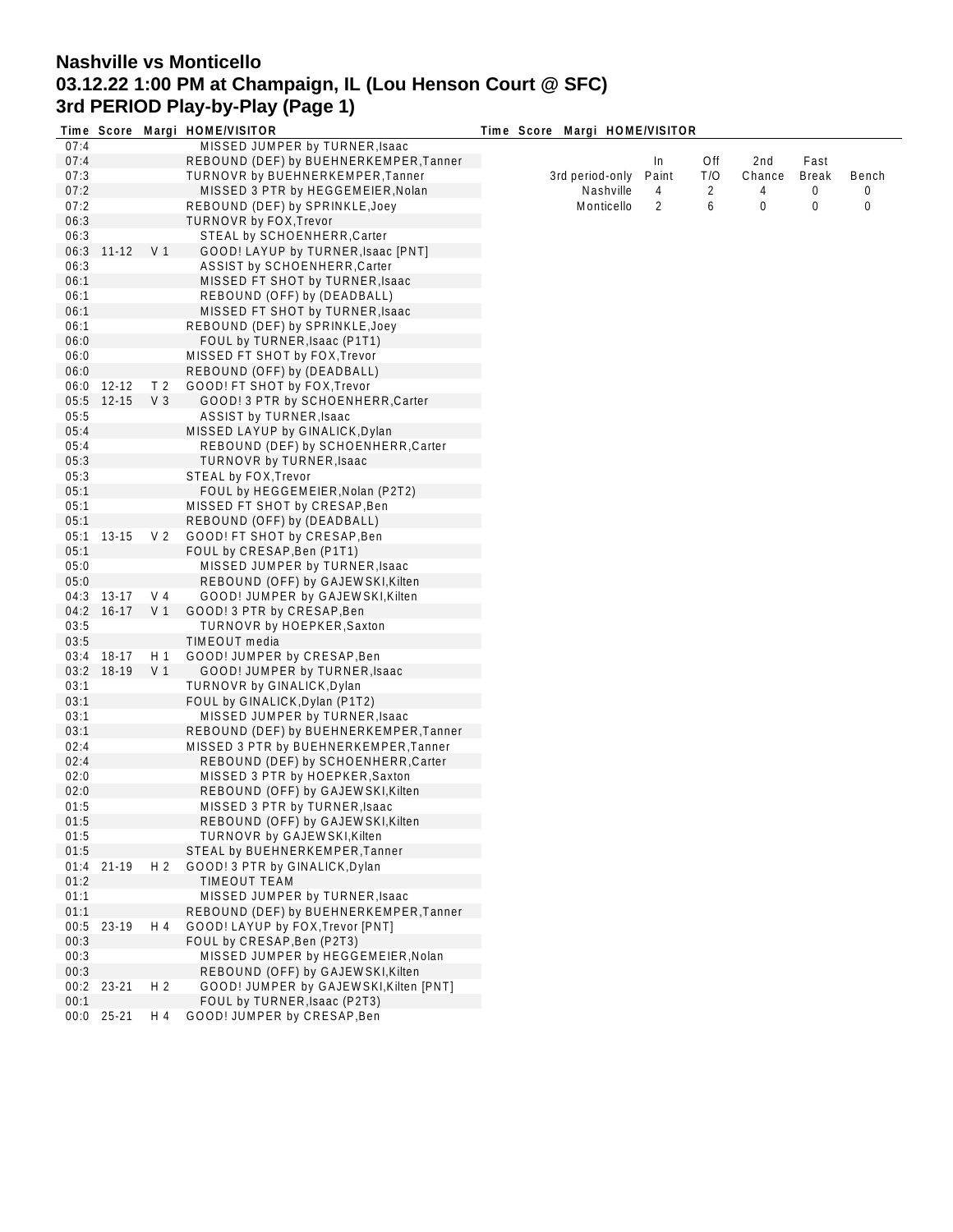# Nashville vs Monticello
## 03.12.22 1:00 PM at Champaign, IL (Lou Henson Court @ SFC)
## 3rd PERIOD Play-by-Play (Page 1)

| Time | Score | Margi | HOME/VISITOR |
|---|---|---|---|
| 07:4 | | | MISSED JUMPER by TURNER,Isaac |
| 07:4 | | | REBOUND (DEF) by BUEHNERKEMPER,Tanner |
| 07:3 | | | TURNOVR by BUEHNERKEMPER,Tanner |
| 07:2 | | | MISSED 3 PTR by HEGGEMEIER,Nolan |
| 07:2 | | | REBOUND (DEF) by SPRINKLE,Joey |
| 06:3 | | | TURNOVR by FOX,Trevor |
| 06:3 | | | STEAL by SCHOENHERR,Carter |
| 06:3 | 11-12 | V 1 | GOOD! LAYUP by TURNER,Isaac [PNT] |
| 06:3 | | | ASSIST by SCHOENHERR,Carter |
| 06:1 | | | MISSED FT SHOT by TURNER,Isaac |
| 06:1 | | | REBOUND (OFF) by (DEADBALL) |
| 06:1 | | | MISSED FT SHOT by TURNER,Isaac |
| 06:1 | | | REBOUND (DEF) by SPRINKLE,Joey |
| 06:0 | | | FOUL by TURNER,Isaac (P1T1) |
| 06:0 | | | MISSED FT SHOT by FOX,Trevor |
| 06:0 | | | REBOUND (OFF) by (DEADBALL) |
| 06:0 | 12-12 | T 2 | GOOD! FT SHOT by FOX,Trevor |
| 05:5 | 12-15 | V 3 | GOOD! 3 PTR by SCHOENHERR,Carter |
| 05:5 | | | ASSIST by TURNER,Isaac |
| 05:4 | | | MISSED LAYUP by GINALICK,Dylan |
| 05:4 | | | REBOUND (DEF) by SCHOENHERR,Carter |
| 05:3 | | | TURNOVR by TURNER,Isaac |
| 05:3 | | | STEAL by FOX,Trevor |
| 05:1 | | | FOUL by HEGGEMEIER,Nolan (P2T2) |
| 05:1 | | | MISSED FT SHOT by CRESAP,Ben |
| 05:1 | | | REBOUND (OFF) by (DEADBALL) |
| 05:1 | 13-15 | V 2 | GOOD! FT SHOT by CRESAP,Ben |
| 05:1 | | | FOUL by CRESAP,Ben (P1T1) |
| 05:0 | | | MISSED JUMPER by TURNER,Isaac |
| 05:0 | | | REBOUND (OFF) by GAJEWSKI,Kilten |
| 04:3 | 13-17 | V 4 | GOOD! JUMPER by GAJEWSKI,Kilten |
| 04:2 | 16-17 | V 1 | GOOD! 3 PTR by CRESAP,Ben |
| 03:5 | | | TURNOVR by HOEPKER,Saxton |
| 03:5 | | | TIMEOUT media |
| 03:4 | 18-17 | H 1 | GOOD! JUMPER by CRESAP,Ben |
| 03:2 | 18-19 | V 1 | GOOD! JUMPER by TURNER,Isaac |
| 03:1 | | | TURNOVR by GINALICK,Dylan |
| 03:1 | | | FOUL by GINALICK,Dylan (P1T2) |
| 03:1 | | | MISSED JUMPER by TURNER,Isaac |
| 03:1 | | | REBOUND (DEF) by BUEHNERKEMPER,Tanner |
| 02:4 | | | MISSED 3 PTR by BUEHNERKEMPER,Tanner |
| 02:4 | | | REBOUND (DEF) by SCHOENHERR,Carter |
| 02:0 | | | MISSED 3 PTR by HOEPKER,Saxton |
| 02:0 | | | REBOUND (OFF) by GAJEWSKI,Kilten |
| 01:5 | | | MISSED 3 PTR by TURNER,Isaac |
| 01:5 | | | REBOUND (OFF) by GAJEWSKI,Kilten |
| 01:5 | | | TURNOVR by GAJEWSKI,Kilten |
| 01:5 | | | STEAL by BUEHNERKEMPER,Tanner |
| 01:4 | 21-19 | H 2 | GOOD! 3 PTR by GINALICK,Dylan |
| 01:2 | | | TIMEOUT TEAM |
| 01:1 | | | MISSED JUMPER by TURNER,Isaac |
| 01:1 | | | REBOUND (DEF) by BUEHNERKEMPER,Tanner |
| 00:5 | 23-19 | H 4 | GOOD! LAYUP by FOX,Trevor [PNT] |
| 00:3 | | | FOUL by CRESAP,Ben (P2T3) |
| 00:3 | | | MISSED JUMPER by HEGGEMEIER,Nolan |
| 00:3 | | | REBOUND (OFF) by GAJEWSKI,Kilten |
| 00:2 | 23-21 | H 2 | GOOD! JUMPER by GAJEWSKI,Kilten [PNT] |
| 00:1 | | | FOUL by TURNER,Isaac (P2T3) |
| 00:0 | 25-21 | H 4 | GOOD! JUMPER by CRESAP,Ben |

| 3rd period-only | In Paint | Off T/O | 2nd Chance | Fast Break | Bench |
|---|---|---|---|---|---|
| Nashville | 4 | 2 | 4 | 0 | 0 |
| Monticello | 2 | 6 | 0 | 0 | 0 |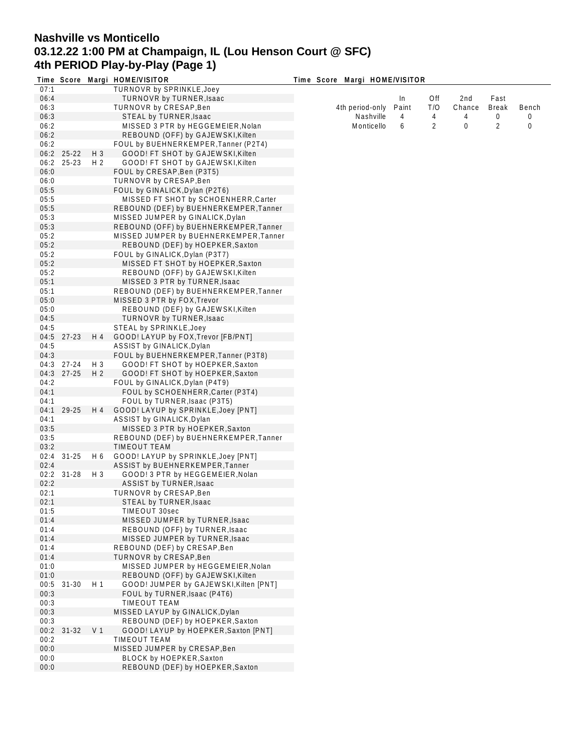# Nashville vs Monticello
## 03.12.22 1:00 PM at Champaign, IL (Lou Henson Court @ SFC)
## 4th PERIOD Play-by-Play (Page 1)

| Time | Score | Margi | HOME/VISITOR |
|---|---|---|---|
| 07:1 | | | TURNOVR by SPRINKLE,Joey |
| 06:4 | | | TURNOVR by TURNER,Isaac |
| 06:3 | | | TURNOVR by CRESAP,Ben |
| 06:3 | | | STEAL by TURNER,Isaac |
| 06:2 | | | MISSED 3 PTR by HEGGEMEIER,Nolan |
| 06:2 | | | REBOUND (OFF) by GAJEWSKI,Kilten |
| 06:2 | | | FOUL by BUEHNERKEMPER,Tanner (P2T4) |
| 06:2 | 25-22 | H 3 | GOOD! FT SHOT by GAJEWSKI,Kilten |
| 06:2 | 25-23 | H 2 | GOOD! FT SHOT by GAJEWSKI,Kilten |
| 06:0 | | | FOUL by CRESAP,Ben (P3T5) |
| 06:0 | | | TURNOVR by CRESAP,Ben |
| 05:5 | | | FOUL by GINALICK,Dylan (P2T6) |
| 05:5 | | | MISSED FT SHOT by SCHOENHERR,Carter |
| 05:5 | | | REBOUND (DEF) by BUEHNERKEMPER,Tanner |
| 05:3 | | | MISSED JUMPER by GINALICK,Dylan |
| 05:3 | | | REBOUND (OFF) by BUEHNERKEMPER,Tanner |
| 05:2 | | | MISSED JUMPER by BUEHNERKEMPER,Tanner |
| 05:2 | | | REBOUND (DEF) by HOEPKER,Saxton |
| 05:2 | | | FOUL by GINALICK,Dylan (P3T7) |
| 05:2 | | | MISSED FT SHOT by HOEPKER,Saxton |
| 05:2 | | | REBOUND (OFF) by GAJEWSKI,Kilten |
| 05:1 | | | MISSED 3 PTR by TURNER,Isaac |
| 05:1 | | | REBOUND (DEF) by BUEHNERKEMPER,Tanner |
| 05:0 | | | MISSED 3 PTR by FOX,Trevor |
| 05:0 | | | REBOUND (DEF) by GAJEWSKI,Kilten |
| 04:5 | | | TURNOVR by TURNER,Isaac |
| 04:5 | | | STEAL by SPRINKLE,Joey |
| 04:5 | 27-23 | H 4 | GOOD! LAYUP by FOX,Trevor [FB/PNT] |
| 04:5 | | | ASSIST by GINALICK,Dylan |
| 04:3 | | | FOUL by BUEHNERKEMPER,Tanner (P3T8) |
| 04:3 | 27-24 | H 3 | GOOD! FT SHOT by HOEPKER,Saxton |
| 04:3 | 27-25 | H 2 | GOOD! FT SHOT by HOEPKER,Saxton |
| 04:2 | | | FOUL by GINALICK,Dylan (P4T9) |
| 04:1 | | | FOUL by SCHOENHERR,Carter (P3T4) |
| 04:1 | | | FOUL by TURNER,Isaac (P3T5) |
| 04:1 | 29-25 | H 4 | GOOD! LAYUP by SPRINKLE,Joey [PNT] |
| 04:1 | | | ASSIST by GINALICK,Dylan |
| 03:5 | | | MISSED 3 PTR by HOEPKER,Saxton |
| 03:5 | | | REBOUND (DEF) by BUEHNERKEMPER,Tanner |
| 03:2 | | | TIMEOUT TEAM |
| 02:4 | 31-25 | H 6 | GOOD! LAYUP by SPRINKLE,Joey [PNT] |
| 02:4 | | | ASSIST by BUEHNERKEMPER,Tanner |
| 02:2 | 31-28 | H 3 | GOOD! 3 PTR by HEGGEMEIER,Nolan |
| 02:2 | | | ASSIST by TURNER,Isaac |
| 02:1 | | | TURNOVR by CRESAP,Ben |
| 02:1 | | | STEAL by TURNER,Isaac |
| 01:5 | | | TIMEOUT 30sec |
| 01:4 | | | MISSED JUMPER by TURNER,Isaac |
| 01:4 | | | REBOUND (OFF) by TURNER,Isaac |
| 01:4 | | | MISSED JUMPER by TURNER,Isaac |
| 01:4 | | | REBOUND (DEF) by CRESAP,Ben |
| 01:4 | | | TURNOVR by CRESAP,Ben |
| 01:0 | | | MISSED JUMPER by HEGGEMEIER,Nolan |
| 01:0 | | | REBOUND (OFF) by GAJEWSKI,Kilten |
| 00:5 | 31-30 | H 1 | GOOD! JUMPER by GAJEWSKI,Kilten [PNT] |
| 00:3 | | | FOUL by TURNER,Isaac (P4T6) |
| 00:3 | | | TIMEOUT TEAM |
| 00:3 | | | MISSED LAYUP by GINALICK,Dylan |
| 00:3 | | | REBOUND (DEF) by HOEPKER,Saxton |
| 00:2 | 31-32 | V 1 | GOOD! LAYUP by HOEPKER,Saxton [PNT] |
| 00:2 | | | TIMEOUT TEAM |
| 00:0 | | | MISSED JUMPER by CRESAP,Ben |
| 00:0 | | | BLOCK by HOEPKER,Saxton |
| 00:0 | | | REBOUND (DEF) by HOEPKER,Saxton |

| 4th period-only | In Paint | Off T/O | 2nd Chance | Fast Break | Bench |
|---|---|---|---|---|---|
| Nashville | 4 | 4 | 4 | 0 | 0 |
| Monticello | 6 | 2 | 0 | 2 | 0 |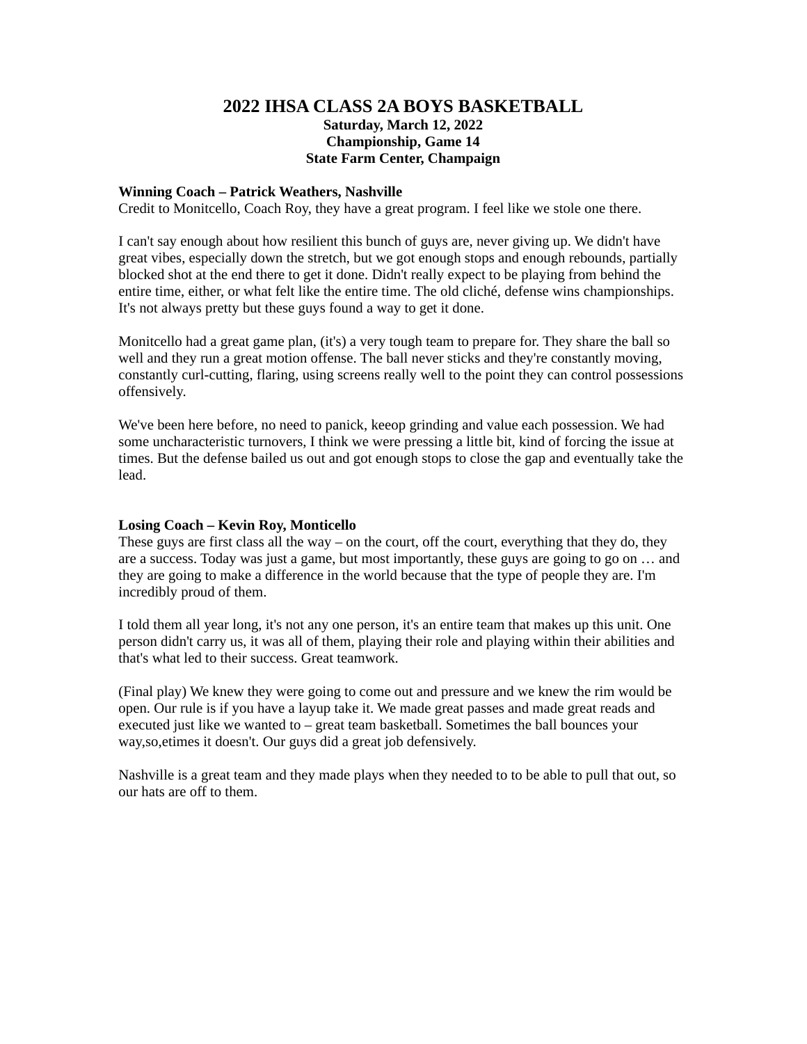# 2022 IHSA CLASS 2A BOYS BASKETBALL

**Saturday, March 12, 2022**
**Championship, Game 14**
**State Farm Center, Champaign**

**Winning Coach – Patrick Weathers, Nashville**
Credit to Monitcello, Coach Roy, they have a great program. I feel like we stole one there.

I can't say enough about how resilient this bunch of guys are, never giving up. We didn't have great vibes, especially down the stretch, but we got enough stops and enough rebounds, partially blocked shot at the end there to get it done. Didn't really expect to be playing from behind the entire time, either, or what felt like the entire time. The old cliché, defense wins championships. It's not always pretty but these guys found a way to get it done.

Monitcello had a great game plan, (it's) a very tough team to prepare for. They share the ball so well and they run a great motion offense. The ball never sticks and they're constantly moving, constantly curl-cutting, flaring, using screens really well to the point they can control possessions offensively.

We've been here before, no need to panick, keeop grinding and value each possession. We had some uncharacteristic turnovers, I think we were pressing a little bit, kind of forcing the issue at times. But the defense bailed us out and got enough stops to close the gap and eventually take the lead.

**Losing Coach – Kevin Roy, Monticello**
These guys are first class all the way – on the court, off the court, everything that they do, they are a success. Today was just a game, but most importantly, these guys are going to go on … and they are going to make a difference in the world because that the type of people they are. I'm incredibly proud of them.

I told them all year long, it's not any one person, it's an entire team that makes up this unit. One person didn't carry us, it was all of them, playing their role and playing within their abilities and that's what led to their success. Great teamwork.

(Final play) We knew they were going to come out and pressure and we knew the rim would be open. Our rule is if you have a layup take it. We made great passes and made great reads and executed just like we wanted to – great team basketball. Sometimes the ball bounces your way,so,etimes it doesn't. Our guys did a great job defensively.

Nashville is a great team and they made plays when they needed to to be able to pull that out, so our hats are off to them.